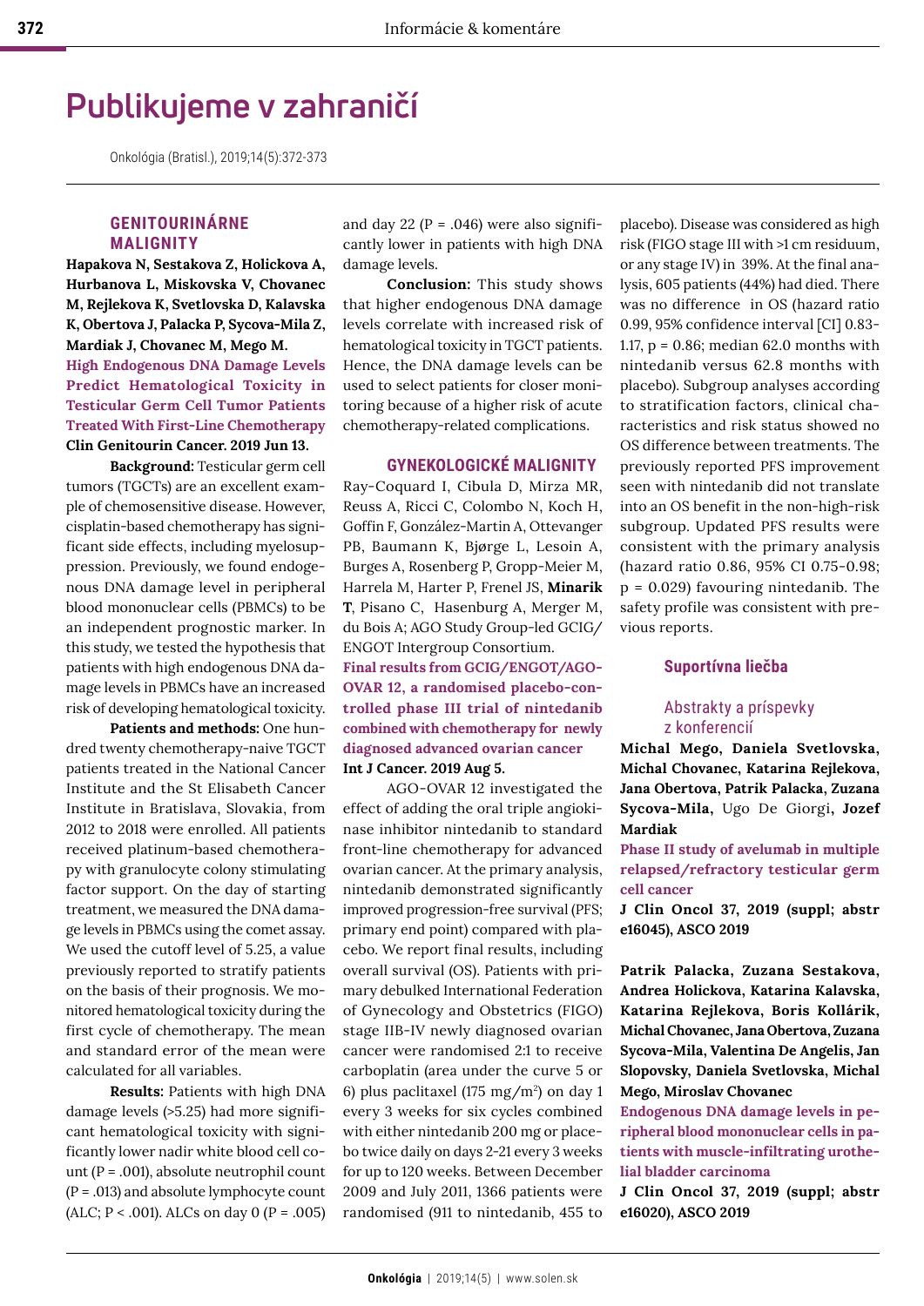# Publikujeme v zahraničí

Onkológia (Bratisl.), 2019;14(5):372-373

## GENITOURINÁRNE MALIGNITY

**Hapakova N, Sestakova Z, Holickova A, Hurbanova L, Miskovska V, Chovanec M, Rejlekova K, Svetlovska D, Kalavska K, Obertova J, Palacka P, Sycova-Mila Z, Mardiak J, Chovanec M, Mego M.**

**High Endogenous DNA Damage Levels Predict Hematological Toxicity in Testicular Germ Cell Tumor Patients Treated With First-Line Chemotherapy**

**Clin Genitourin Cancer. 2019 Jun 13.**

**Background:** Testicular germ cell tumors (TGCTs) are an excellent example of chemosensitive disease. However, cisplatin-based chemotherapy has significant side effects, including myelosuppression. Previously, we found endogenous DNA damage level in peripheral blood mononuclear cells (PBMCs) to be an independent prognostic marker. In this study, we tested the hypothesis that patients with high endogenous DNA damage levels in PBMCs have an increased risk of developing hematological toxicity.

**Patients and methods:** One hundred twenty chemotherapy-naive TGCT patients treated in the National Cancer Institute and the St Elisabeth Cancer Institute in Bratislava, Slovakia, from 2012 to 2018 were enrolled. All patients received platinum-based chemotherapy with granulocyte colony stimulating factor support. On the day of starting treatment, we measured the DNA damage levels in PBMCs using the comet assay. We used the cutoff level of 5.25, a value previously reported to stratify patients on the basis of their prognosis. We monitored hematological toxicity during the first cycle of chemotherapy. The mean and standard error of the mean were calculated for all variables.

**Results:** Patients with high DNA damage levels (>5.25) had more significant hematological toxicity with significantly lower nadir white blood cell count (P = .001), absolute neutrophil count (P = .013) and absolute lymphocyte count (ALC; P < .001). ALCs on day 0 (P = .005) and day 22 (P = .046) were also significantly lower in patients with high DNA damage levels.

**Conclusion:** This study shows that higher endogenous DNA damage levels correlate with increased risk of hematological toxicity in TGCT patients. Hence, the DNA damage levels can be used to select patients for closer monitoring because of a higher risk of acute chemotherapy-related complications.

## GYNEKOLOGICKÉ MALIGNITY

Ray-Coquard I, Cibula D, Mirza MR, Reuss A, Ricci C, Colombo N, Koch H, Goffin F, González-Martin A, Ottevanger PB, Baumann K, Bjørge L, Lesoin A, Burges A, Rosenberg P, Gropp-Meier M, Harrela M, Harter P, Frenel JS, **Minarik T**, Pisano C, Hasenburg A, Merger M, du Bois A; AGO Study Group-led GCIG/ENGOT Intergroup Consortium.

**Final results from GCIG/ENGOT/AGO-OVAR 12, a randomised placebo-controlled phase III trial of nintedanib combined with chemotherapy for newly diagnosed advanced ovarian cancer**

**Int J Cancer. 2019 Aug 5.**

AGO-OVAR 12 investigated the effect of adding the oral triple angiokinase inhibitor nintedanib to standard front-line chemotherapy for advanced ovarian cancer. At the primary analysis, nintedanib demonstrated significantly improved progression-free survival (PFS; primary end point) compared with placebo. We report final results, including overall survival (OS). Patients with primary debulked International Federation of Gynecology and Obstetrics (FIGO) stage IIB-IV newly diagnosed ovarian cancer were randomised 2:1 to receive carboplatin (area under the curve 5 or 6) plus paclitaxel (175 mg/m$^2$) on day 1 every 3 weeks for six cycles combined with either nintedanib 200 mg or placebo twice daily on days 2-21 every 3 weeks for up to 120 weeks. Between December 2009 and July 2011, 1366 patients were randomised (911 to nintedanib, 455 to placebo). Disease was considered as high risk (FIGO stage III with >1 cm residuum, or any stage IV) in 39%. At the final analysis, 605 patients (44%) had died. There was no difference in OS (hazard ratio 0.99, 95% confidence interval [CI] 0.83-1.17, p = 0.86; median 62.0 months with nintedanib versus 62.8 months with placebo). Subgroup analyses according to stratification factors, clinical characteristics and risk status showed no OS difference between treatments. The previously reported PFS improvement seen with nintedanib did not translate into an OS benefit in the non-high-risk subgroup. Updated PFS results were consistent with the primary analysis (hazard ratio 0.86, 95% CI 0.75-0.98; p = 0.029) favouring nintedanib. The safety profile was consistent with previous reports.

## Suportívna liečba

### Abstrakty a príspevky z konferencií

**Michal Mego, Daniela Svetlovska, Michal Chovanec, Katarina Rejlekova, Jana Obertova, Patrik Palacka, Zuzana Sycova-Mila,** Ugo De Giorgi**, Jozef Mardiak**

**Phase II study of avelumab in multiple relapsed/refractory testicular germ cell cancer**

**J Clin Oncol 37, 2019 (suppl; abstr e16045), ASCO 2019**

**Patrik Palacka, Zuzana Sestakova, Andrea Holickova, Katarina Kalavska, Katarina Rejlekova, Boris Kollárik, Michal Chovanec, Jana Obertova, Zuzana Sycova-Mila, Valentina De Angelis, Jan Slopovsky, Daniela Svetlovska, Michal Mego, Miroslav Chovanec**

**Endogenous DNA damage levels in peripheral blood mononuclear cells in patients with muscle-infiltrating urothelial bladder carcinoma**

**J Clin Oncol 37, 2019 (suppl; abstr e16020), ASCO 2019**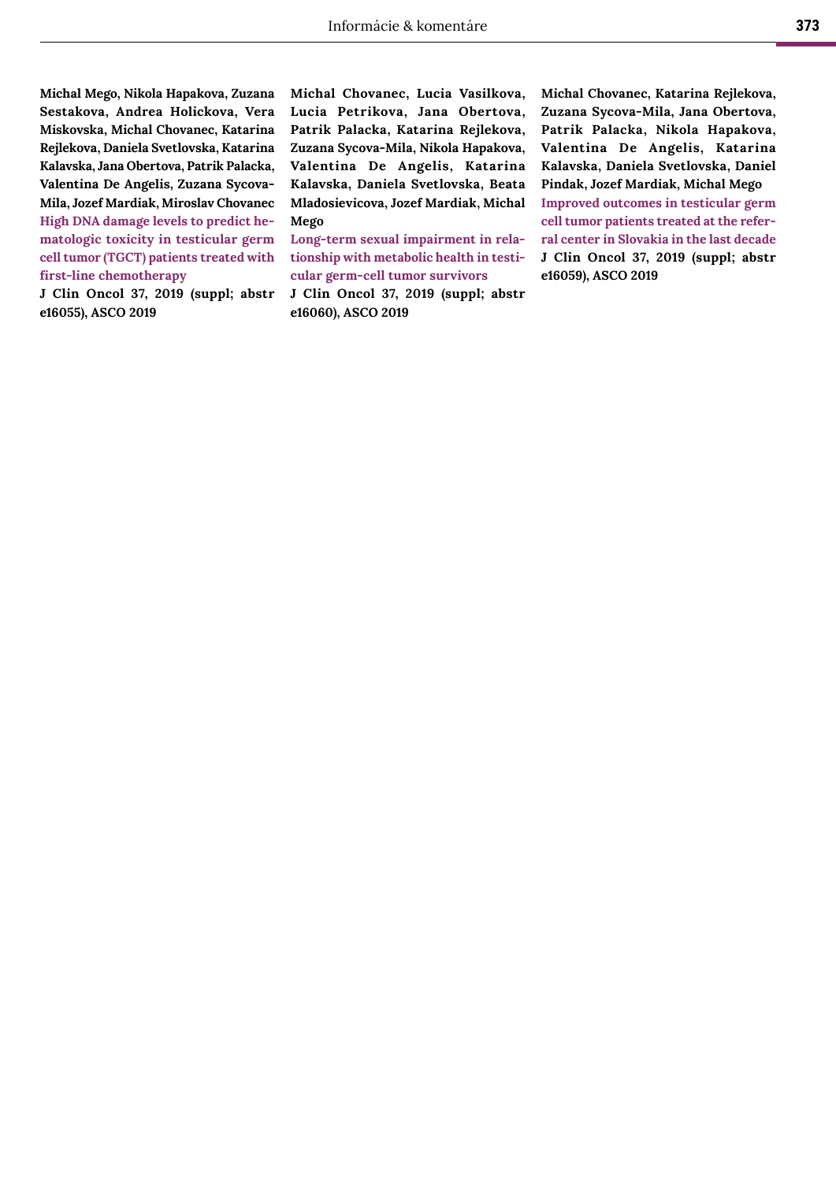**Michal Mego, Nikola Hapakova, Zuzana Sestakova, Andrea Holickova, Vera Miskovska, Michal Chovanec, Katarina Rejlekova, Daniela Svetlovska, Katarina Kalavska, Jana Obertova, Patrik Palacka, Valentina De Angelis, Zuzana Sycova-Mila, Jozef Mardiak, Miroslav Chovanec**
**High DNA damage levels to predict hematologic toxicity in testicular germ cell tumor (TGCT) patients treated with first-line chemotherapy**
**J Clin Oncol 37, 2019 (suppl; abstr e16055), ASCO 2019**

**Michal Chovanec, Lucia Vasilkova, Lucia Petrikova, Jana Obertova, Patrik Palacka, Katarina Rejlekova, Zuzana Sycova-Mila, Nikola Hapakova, Valentina De Angelis, Katarina Kalavska, Daniela Svetlovska, Beata Mladosievicova, Jozef Mardiak, Michal Mego**
**Long-term sexual impairment in relationship with metabolic health in testicular germ-cell tumor survivors**
**J Clin Oncol 37, 2019 (suppl; abstr e16060), ASCO 2019**

**Michal Chovanec, Katarina Rejlekova, Zuzana Sycova-Mila, Jana Obertova, Patrik Palacka, Nikola Hapakova, Valentina De Angelis, Katarina Kalavska, Daniela Svetlovska, Daniel Pindak, Jozef Mardiak, Michal Mego**
**Improved outcomes in testicular germ cell tumor patients treated at the referral center in Slovakia in the last decade**
**J Clin Oncol 37, 2019 (suppl; abstr e16059), ASCO 2019**